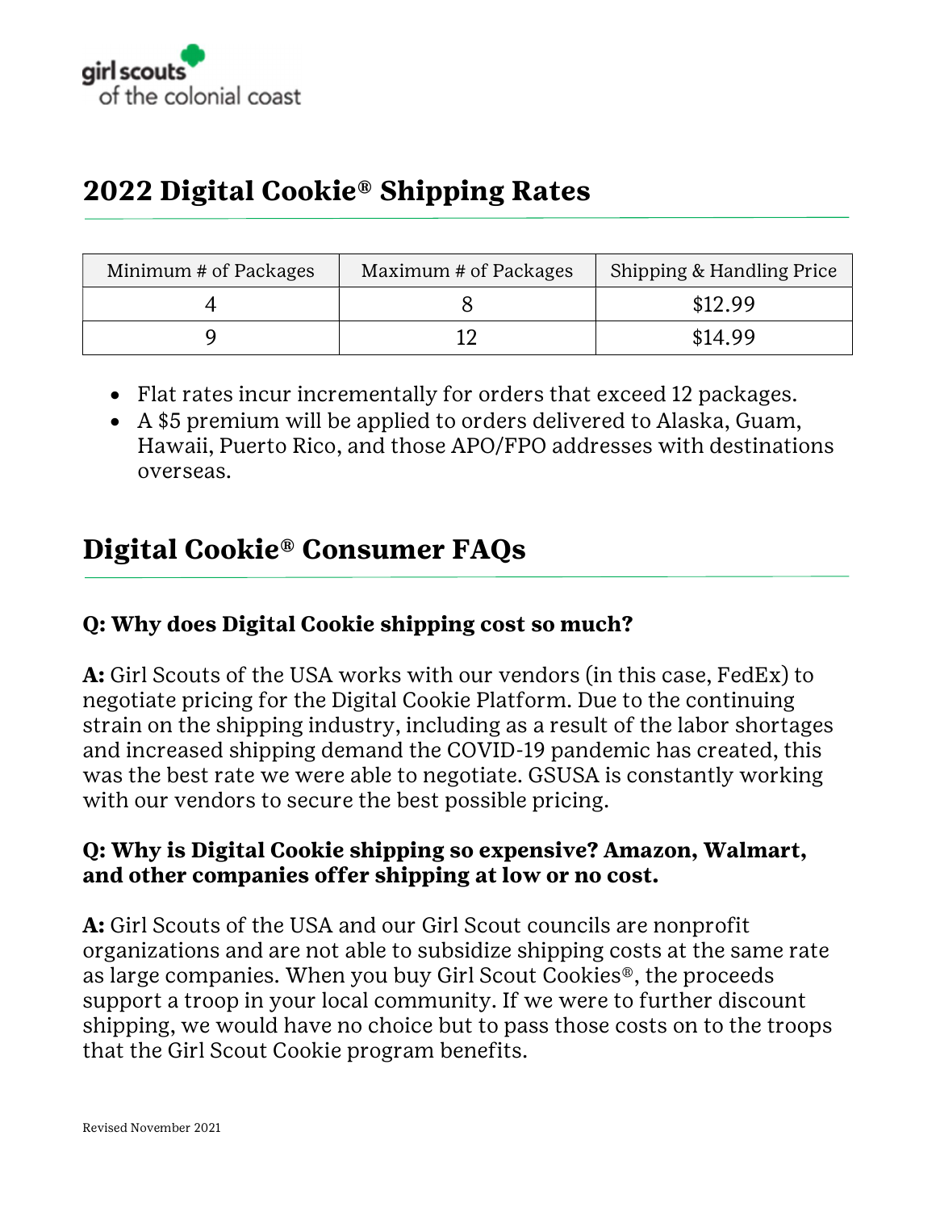girl scouts
of the colonial coast

## 2022 Digital Cookie® Shipping Rates

| Minimum # of Packages | Maximum # of Packages | Shipping & Handling Price |
|---|---|---|
| 4 | 8 | $12.99 |
| 9 | 12 | $14.99 |

- Flat rates incur incrementally for orders that exceed 12 packages.
- A $5 premium will be applied to orders delivered to Alaska, Guam, Hawaii, Puerto Rico, and those APO/FPO addresses with destinations overseas.

## Digital Cookie® Consumer FAQs

### Q: Why does Digital Cookie shipping cost so much?

**A:** Girl Scouts of the USA works with our vendors (in this case, FedEx) to negotiate pricing for the Digital Cookie Platform. Due to the continuing strain on the shipping industry, including as a result of the labor shortages and increased shipping demand the COVID-19 pandemic has created, this was the best rate we were able to negotiate. GSUSA is constantly working with our vendors to secure the best possible pricing.

### Q: Why is Digital Cookie shipping so expensive? Amazon, Walmart, and other companies offer shipping at low or no cost.

**A:** Girl Scouts of the USA and our Girl Scout councils are nonprofit organizations and are not able to subsidize shipping costs at the same rate as large companies. When you buy Girl Scout Cookies®, the proceeds support a troop in your local community. If we were to further discount shipping, we would have no choice but to pass those costs on to the troops that the Girl Scout Cookie program benefits.

Revised November 2021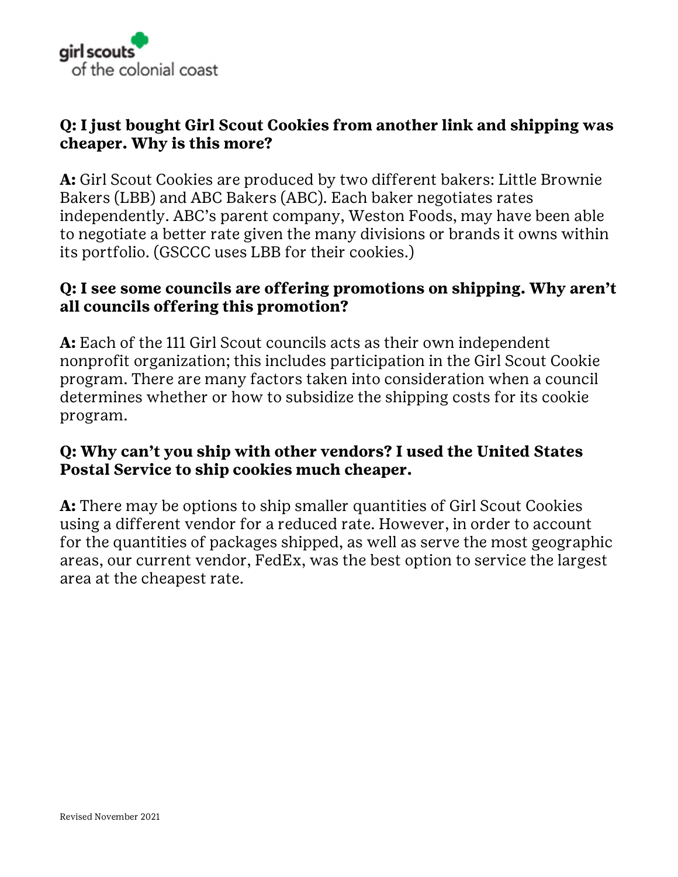**Q: I just bought Girl Scout Cookies from another link and shipping was cheaper. Why is this more?**

**A:** Girl Scout Cookies are produced by two different bakers: Little Brownie Bakers (LBB) and ABC Bakers (ABC). Each baker negotiates rates independently. ABC's parent company, Weston Foods, may have been able to negotiate a better rate given the many divisions or brands it owns within its portfolio. (GSCCC uses LBB for their cookies.)

**Q: I see some councils are offering promotions on shipping. Why aren't all councils offering this promotion?**

**A:** Each of the 111 Girl Scout councils acts as their own independent nonprofit organization; this includes participation in the Girl Scout Cookie program. There are many factors taken into consideration when a council determines whether or how to subsidize the shipping costs for its cookie program.

**Q: Why can't you ship with other vendors? I used the United States Postal Service to ship cookies much cheaper.**

**A:** There may be options to ship smaller quantities of Girl Scout Cookies using a different vendor for a reduced rate. However, in order to account for the quantities of packages shipped, as well as serve the most geographic areas, our current vendor, FedEx, was the best option to service the largest area at the cheapest rate.

Revised November 2021